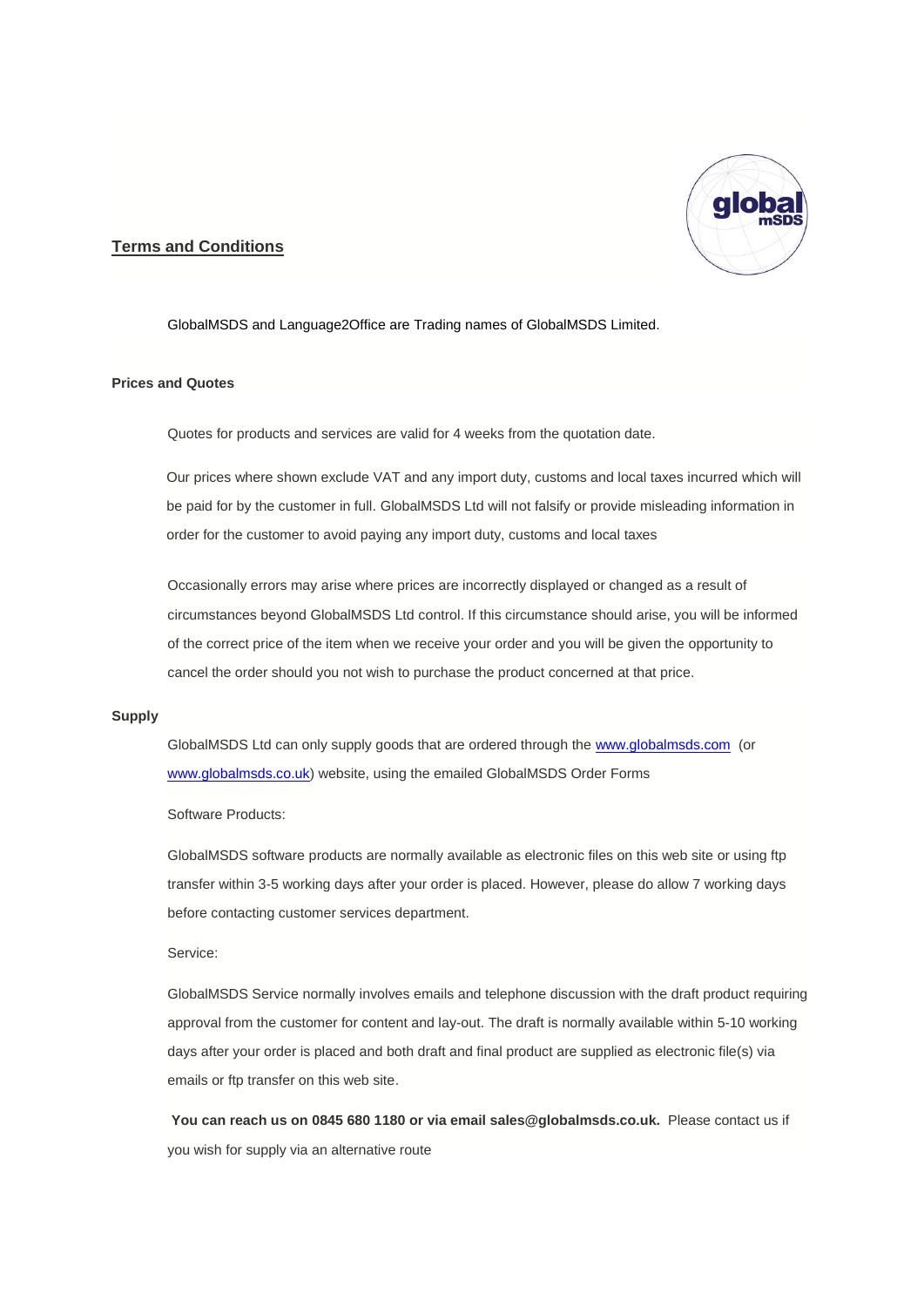# Terms and Conditions

GlobalMSDS and Language2Office are Trading names of GlobalMSDS Limited.

**Prices and Quotes**

Quotes for products and services are valid for 4 weeks from the quotation date.

Our prices where shown exclude VAT and any import duty, customs and local taxes incurred which will be paid for by the customer in full. GlobalMSDS Ltd will not falsify or provide misleading information in order for the customer to avoid paying any import duty, customs and local taxes

Occasionally errors may arise where prices are incorrectly displayed or changed as a result of circumstances beyond GlobalMSDS Ltd control. If this circumstance should arise, you will be informed of the correct price of the item when we receive your order and you will be given the opportunity to cancel the order should you not wish to purchase the product concerned at that price.

**Supply**

GlobalMSDS Ltd can only supply goods that are ordered through the www.globalmsds.com (or www.globalmsds.co.uk) website, using the emailed GlobalMSDS Order Forms

Software Products:

GlobalMSDS software products are normally available as electronic files on this web site or using ftp transfer within 3-5 working days after your order is placed. However, please do allow 7 working days before contacting customer services department.

Service:

GlobalMSDS Service normally involves emails and telephone discussion with the draft product requiring approval from the customer for content and lay-out. The draft is normally available within 5-10 working days after your order is placed and both draft and final product are supplied as electronic file(s) via emails or ftp transfer on this web site.

**You can reach us on 0845 680 1180 or via email sales@globalmsds.co.uk.** Please contact us if you wish for supply via an alternative route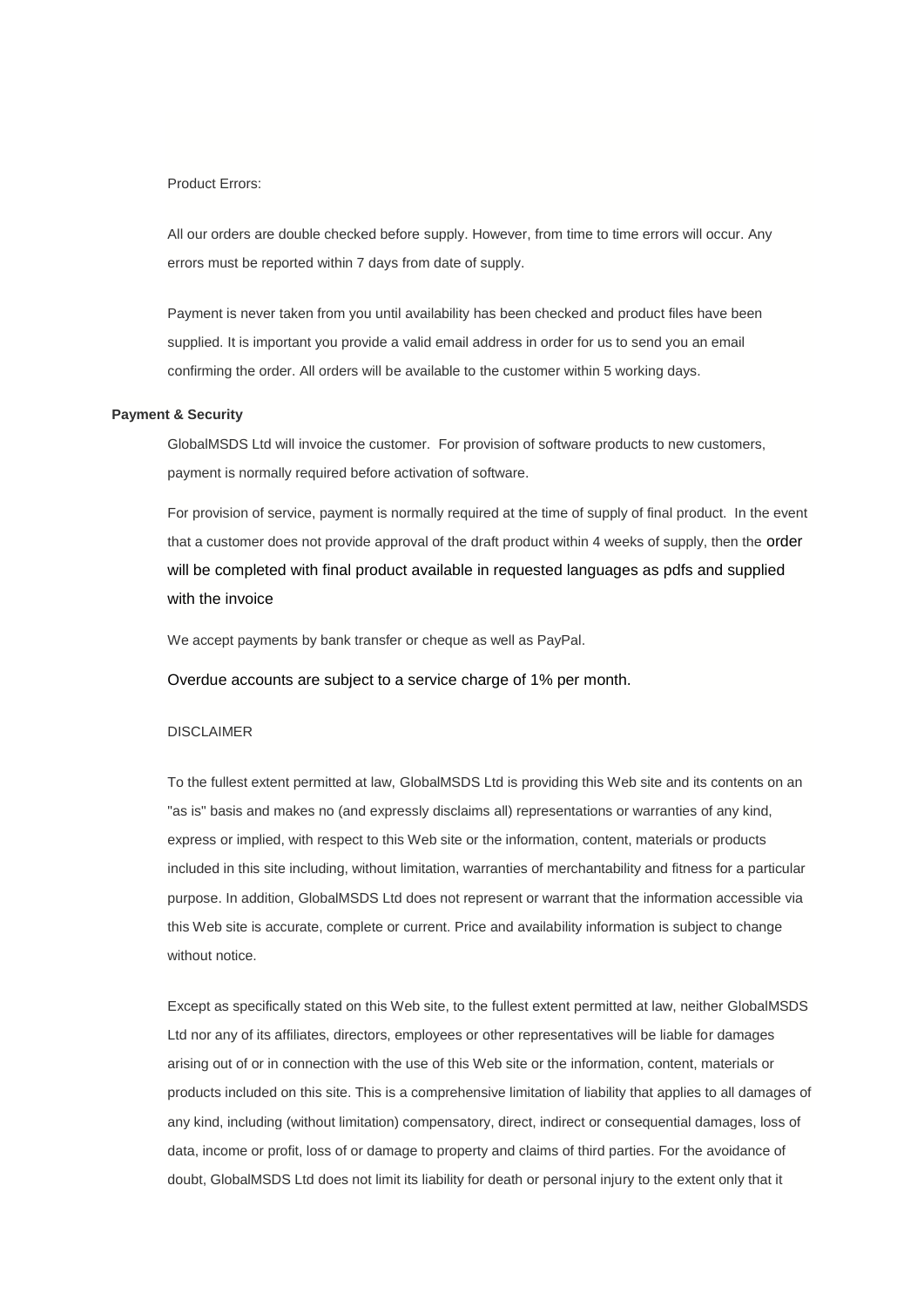Product Errors:

All our orders are double checked before supply. However, from time to time errors will occur. Any errors must be reported within 7 days from date of supply.

Payment is never taken from you until availability has been checked and product files have been supplied. It is important you provide a valid email address in order for us to send you an email confirming the order. All orders will be available to the customer within 5 working days.

**Payment & Security**

GlobalMSDS Ltd will invoice the customer. For provision of software products to new customers, payment is normally required before activation of software.

For provision of service, payment is normally required at the time of supply of final product. In the event that a customer does not provide approval of the draft product within 4 weeks of supply, then the order will be completed with final product available in requested languages as pdfs and supplied with the invoice

We accept payments by bank transfer or cheque as well as PayPal.

Overdue accounts are subject to a service charge of 1% per month.

DISCLAIMER

To the fullest extent permitted at law, GlobalMSDS Ltd is providing this Web site and its contents on an "as is" basis and makes no (and expressly disclaims all) representations or warranties of any kind, express or implied, with respect to this Web site or the information, content, materials or products included in this site including, without limitation, warranties of merchantability and fitness for a particular purpose. In addition, GlobalMSDS Ltd does not represent or warrant that the information accessible via this Web site is accurate, complete or current. Price and availability information is subject to change without notice.

Except as specifically stated on this Web site, to the fullest extent permitted at law, neither GlobalMSDS Ltd nor any of its affiliates, directors, employees or other representatives will be liable for damages arising out of or in connection with the use of this Web site or the information, content, materials or products included on this site. This is a comprehensive limitation of liability that applies to all damages of any kind, including (without limitation) compensatory, direct, indirect or consequential damages, loss of data, income or profit, loss of or damage to property and claims of third parties. For the avoidance of doubt, GlobalMSDS Ltd does not limit its liability for death or personal injury to the extent only that it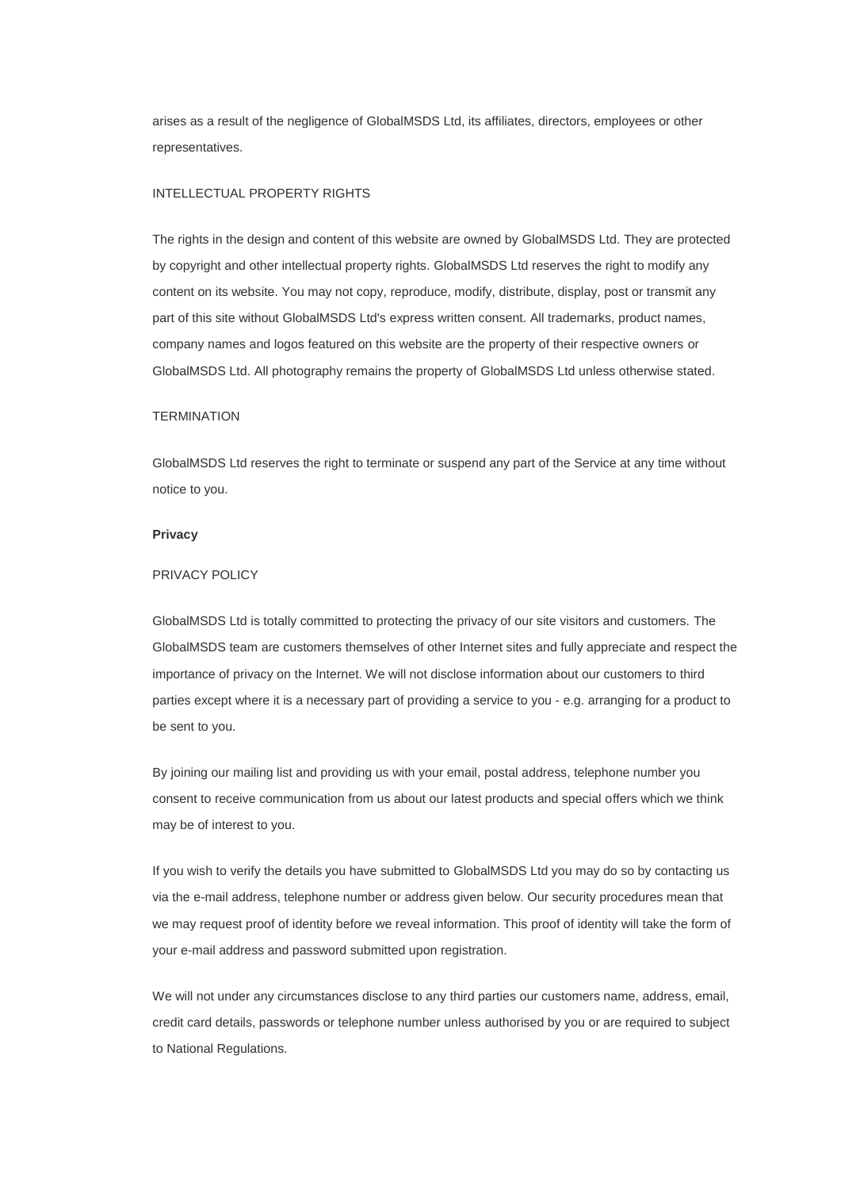arises as a result of the negligence of GlobalMSDS Ltd, its affiliates, directors, employees or other representatives.

INTELLECTUAL PROPERTY RIGHTS

The rights in the design and content of this website are owned by GlobalMSDS Ltd. They are protected by copyright and other intellectual property rights. GlobalMSDS Ltd reserves the right to modify any content on its website. You may not copy, reproduce, modify, distribute, display, post or transmit any part of this site without GlobalMSDS Ltd's express written consent. All trademarks, product names, company names and logos featured on this website are the property of their respective owners or GlobalMSDS Ltd. All photography remains the property of GlobalMSDS Ltd unless otherwise stated.

TERMINATION

GlobalMSDS Ltd reserves the right to terminate or suspend any part of the Service at any time without notice to you.

**Privacy**

PRIVACY POLICY

GlobalMSDS Ltd is totally committed to protecting the privacy of our site visitors and customers. The GlobalMSDS team are customers themselves of other Internet sites and fully appreciate and respect the importance of privacy on the Internet. We will not disclose information about our customers to third parties except where it is a necessary part of providing a service to you - e.g. arranging for a product to be sent to you.

By joining our mailing list and providing us with your email, postal address, telephone number you consent to receive communication from us about our latest products and special offers which we think may be of interest to you.

If you wish to verify the details you have submitted to GlobalMSDS Ltd you may do so by contacting us via the e-mail address, telephone number or address given below. Our security procedures mean that we may request proof of identity before we reveal information. This proof of identity will take the form of your e-mail address and password submitted upon registration.

We will not under any circumstances disclose to any third parties our customers name, address, email, credit card details, passwords or telephone number unless authorised by you or are required to subject to National Regulations.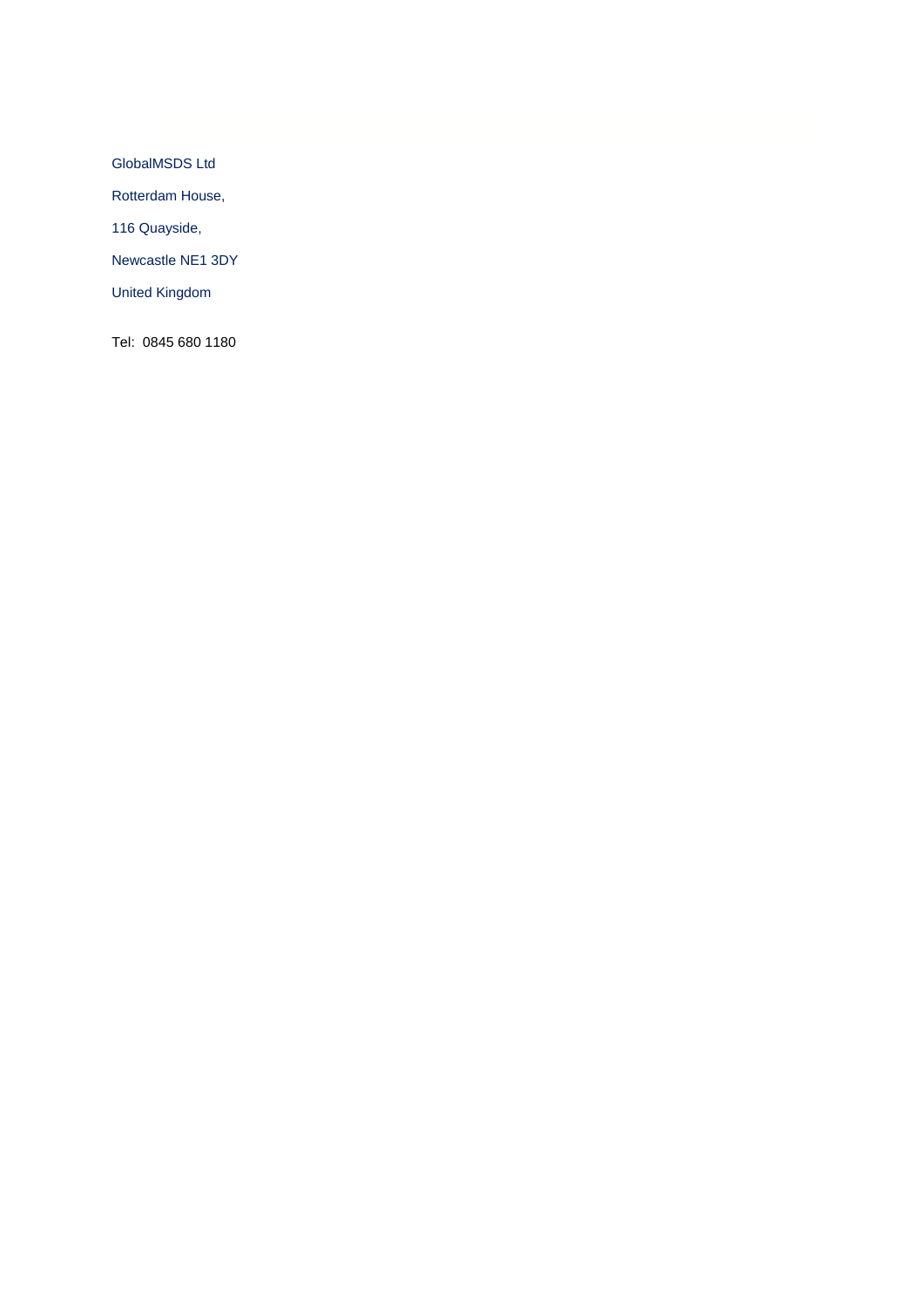GlobalMSDS Ltd

Rotterdam House,

116 Quayside,

Newcastle NE1 3DY

United Kingdom

Tel: 0845 680 1180